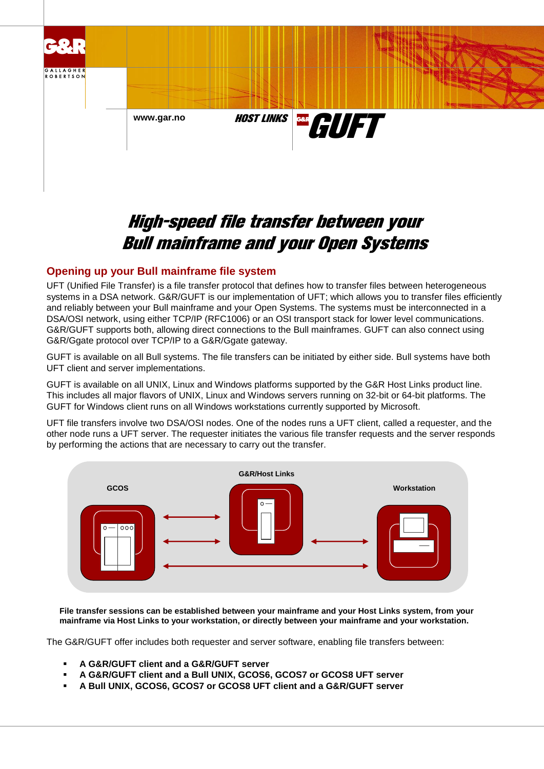www.gar.no

HOST LINKS

G&R GUFT

# High-speed file transfer between your Bull mainframe and your Open Systems

## Opening up your Bull mainframe file system

UFT (Unified File Transfer) is a file transfer protocol that defines how to transfer files between heterogeneous systems in a DSA network. G&R/GUFT is our implementation of UFT; which allows you to transfer files efficiently and reliably between your Bull mainframe and your Open Systems. The systems must be interconnected in a DSA/OSI network, using either TCP/IP (RFC1006) or an OSI transport stack for lower level communications. G&R/GUFT supports both, allowing direct connections to the Bull mainframes. GUFT can also connect using G&R/Ggate protocol over TCP/IP to a G&R/Ggate gateway.

GUFT is available on all Bull systems. The file transfers can be initiated by either side. Bull systems have both UFT client and server implementations.

GUFT is available on all UNIX, Linux and Windows platforms supported by the G&R Host Links product line. This includes all major flavors of UNIX, Linux and Windows servers running on 32-bit or 64-bit platforms. The GUFT for Windows client runs on all Windows workstations currently supported by Microsoft.

UFT file transfers involve two DSA/OSI nodes. One of the nodes runs a UFT client, called a requester, and the other node runs a UFT server. The requester initiates the various file transfer requests and the server responds by performing the actions that are necessary to carry out the transfer.

GCOS — G&R/Host Links — Workstation

**File transfer sessions can be established between your mainframe and your Host Links system, from your mainframe via Host Links to your workstation, or directly between your mainframe and your workstation.**

The G&R/GUFT offer includes both requester and server software, enabling file transfers between:

- **A G&R/GUFT client and a G&R/GUFT server**
- **A G&R/GUFT client and a Bull UNIX, GCOS6, GCOS7 or GCOS8 UFT server**
- **A Bull UNIX, GCOS6, GCOS7 or GCOS8 UFT client and a G&R/GUFT server**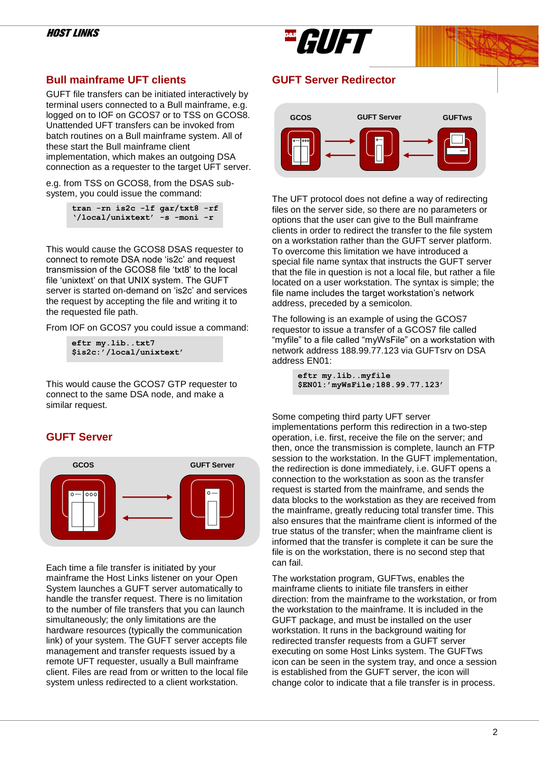## Bull mainframe UFT clients

GUFT file transfers can be initiated interactively by terminal users connected to a Bull mainframe, e.g. logged on to IOF on GCOS7 or to TSS on GCOS8. Unattended UFT transfers can be invoked from batch routines on a Bull mainframe system. All of these start the Bull mainframe client implementation, which makes an outgoing DSA connection as a requester to the target UFT server.

e.g. from TSS on GCOS8, from the DSAS sub-system, you could issue the command:

```
tran -rn is2c -lf gar/txt8 -rf
'/local/unixtext' -s -moni -r
```

This would cause the GCOS8 DSAS requester to connect to remote DSA node 'is2c' and request transmission of the GCOS8 file 'txt8' to the local file 'unixtext' on that UNIX system. The GUFT server is started on-demand on 'is2c' and services the request by accepting the file and writing it to the requested file path.

From IOF on GCOS7 you could issue a command:

```
eftr my.lib..txt7
$is2c:'/local/unixtext'
```

This would cause the GCOS7 GTP requester to connect to the same DSA node, and make a similar request.

## GUFT Server

Each time a file transfer is initiated by your mainframe the Host Links listener on your Open System launches a GUFT server automatically to handle the transfer request. There is no limitation to the number of file transfers that you can launch simultaneously; the only limitations are the hardware resources (typically the communication link) of your system. The GUFT server accepts file management and transfer requests issued by a remote UFT requester, usually a Bull mainframe client. Files are read from or written to the local file system unless redirected to a client workstation.

## GUFT Server Redirector

The UFT protocol does not define a way of redirecting files on the server side, so there are no parameters or options that the user can give to the Bull mainframe clients in order to redirect the transfer to the file system on a workstation rather than the GUFT server platform. To overcome this limitation we have introduced a special file name syntax that instructs the GUFT server that the file in question is not a local file, but rather a file located on a user workstation. The syntax is simple; the file name includes the target workstation's network address, preceded by a semicolon.

The following is an example of using the GCOS7 requestor to issue a transfer of a GCOS7 file called "myfile" to a file called "myWsFile" on a workstation with network address 188.99.77.123 via GUFTsrv on DSA address EN01:

```
eftr my.lib..myfile
$EN01:'myWsFile;188.99.77.123'
```

Some competing third party UFT server implementations perform this redirection in a two-step operation, i.e. first, receive the file on the server; and then, once the transmission is complete, launch an FTP session to the workstation. In the GUFT implementation, the redirection is done immediately, i.e. GUFT opens a connection to the workstation as soon as the transfer request is started from the mainframe, and sends the data blocks to the workstation as they are received from the mainframe, greatly reducing total transfer time. This also ensures that the mainframe client is informed of the true status of the transfer; when the mainframe client is informed that the transfer is complete it can be sure the file is on the workstation, there is no second step that can fail.

The workstation program, GUFTws, enables the mainframe clients to initiate file transfers in either direction: from the mainframe to the workstation, or from the workstation to the mainframe. It is included in the GUFT package, and must be installed on the user workstation. It runs in the background waiting for redirected transfer requests from a GUFT server executing on some Host Links system. The GUFTws icon can be seen in the system tray, and once a session is established from the GUFT server, the icon will change color to indicate that a file transfer is in process.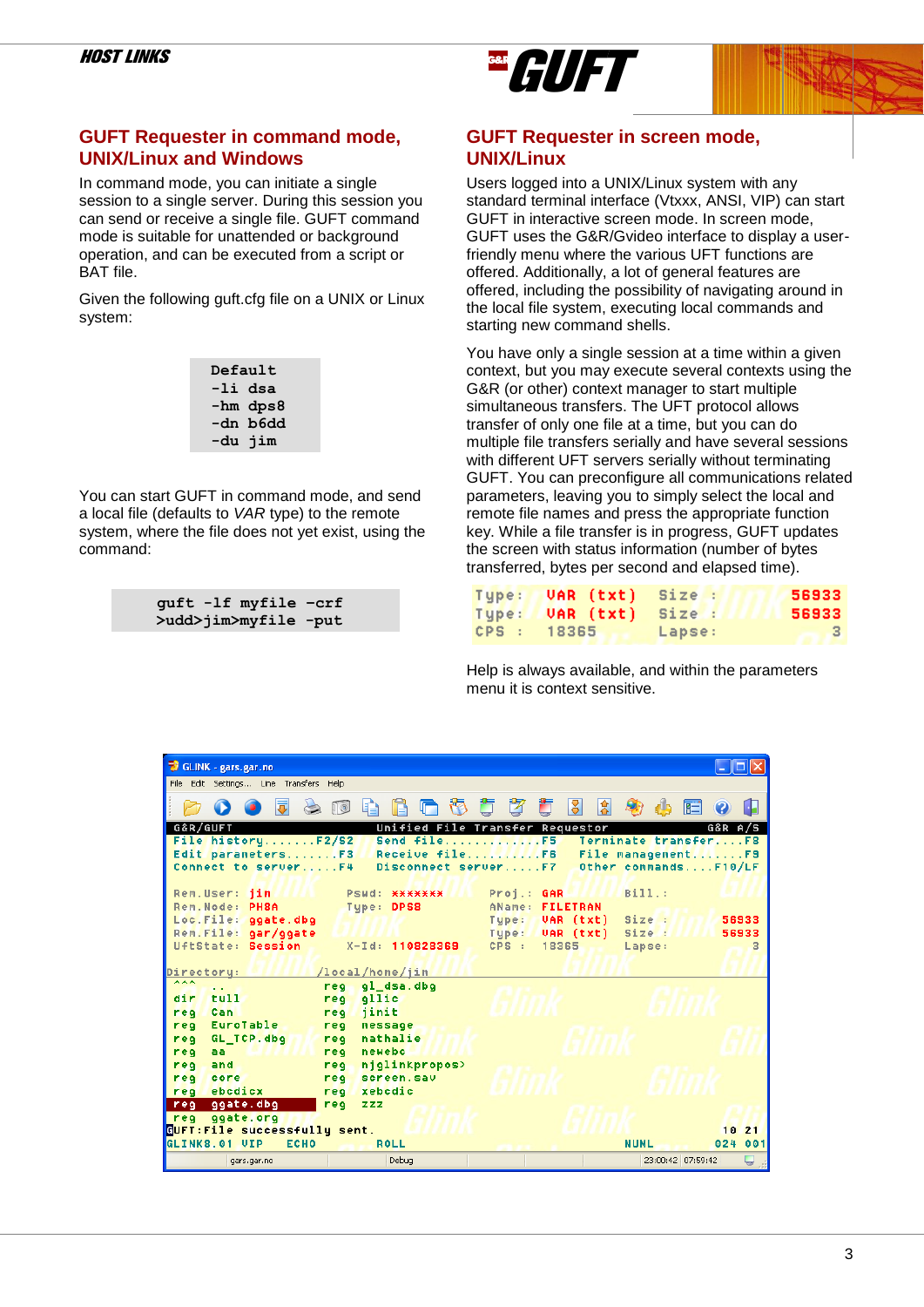## GUFT Requester in command mode, UNIX/Linux and Windows

In command mode, you can initiate a single session to a single server. During this session you can send or receive a single file. GUFT command mode is suitable for unattended or background operation, and can be executed from a script or BAT file.

Given the following guft.cfg file on a UNIX or Linux system:

```
Default
-li dsa
-hm dps8
-dn b6dd
-du jim
```

You can start GUFT in command mode, and send a local file (defaults to *VAR* type) to the remote system, where the file does not yet exist, using the command:

```
guft -lf myfile -crf
>udd>jim>myfile -put
```

## GUFT Requester in screen mode, UNIX/Linux

Users logged into a UNIX/Linux system with any standard terminal interface (Vtxxx, ANSI, VIP) can start GUFT in interactive screen mode. In screen mode, GUFT uses the G&R/Gvideo interface to display a user-friendly menu where the various UFT functions are offered. Additionally, a lot of general features are offered, including the possibility of navigating around in the local file system, executing local commands and starting new command shells.

You have only a single session at a time within a given context, but you may execute several contexts using the G&R (or other) context manager to start multiple simultaneous transfers. The UFT protocol allows transfer of only one file at a time, but you can do multiple file transfers serially and have several sessions with different UFT servers serially without terminating GUFT. You can preconfigure all communications related parameters, leaving you to simply select the local and remote file names and press the appropriate function key. While a file transfer is in progress, GUFT updates the screen with status information (number of bytes transferred, bytes per second and elapsed time).

```
Type:  VAR (txt)  Size :   56933
Type:  VAR (txt)  Size :   56933
CPS :  18365      Lapse:       3
```

Help is always available, and within the parameters menu it is context sensitive.

```
G&R/GUFT                  Unified File Transfer Requestor          G&R A/S
File history.......F2/S2   Send file.............F5   Terminate transfer....F8
Edit parameters.......F3   Receive file..........F6   File management.......F9
Connect to server.....F4   Disconnect server.....F7   Other commands....F10/LF

Rem.User:  jim          Pswd:  xxxxxxx      Proj.:  GAR          Bill.:
Rem.Node:  PH8A         Type:  DPS8         AName:  FILETRAN
Loc.File:  ggate.dbg                        Type:   VAR (txt)    Size :   56933
Rem.File:  gar/ggate                        Type:   VAR (txt)    Size :   56933
UftState:  Session      X-Id:  110828369    CPS :   18365        Lapse:       3

Directory:              /local/home/jim
 ^^^   ..               reg  gl_dsa.dbg
 dir   tull             reg  gllic
 reg   Can              reg  jinit
 reg   EuroTable        reg  message
 reg   GL_TCP.dbg       reg  nathalie
 reg   aa               reg  newebc
 reg   and              reg  njglinkpropos>
 reg   core             reg  screen.sav
 reg   ebcdicx          reg  xebcdic
 reg   ggate.dbg        reg  zzz
 reg   ggate.org
GUFT:File successfully sent.                                          10  21
GLINK8.01 VIP    ECHO          ROLL                     NUML          024 001
```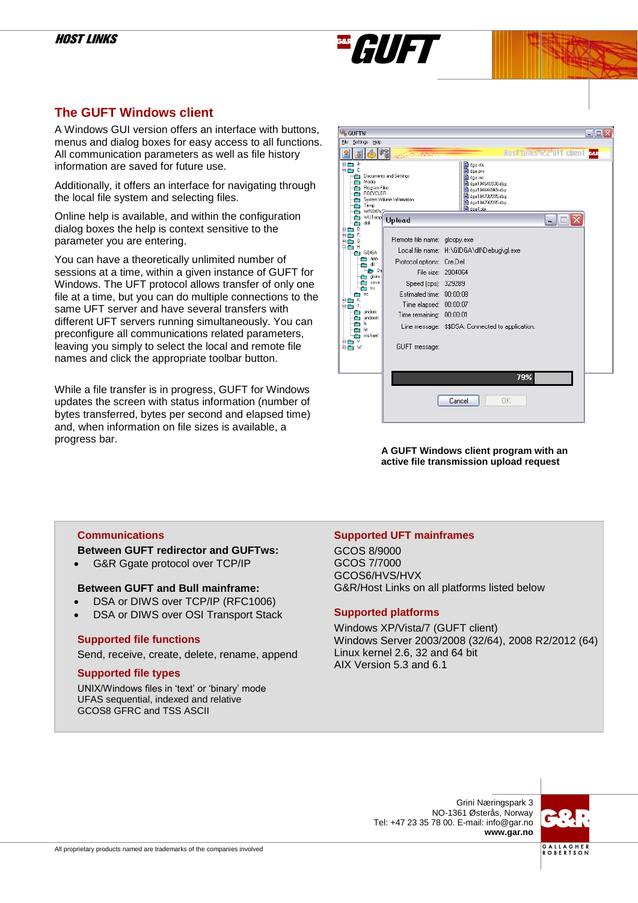## The GUFT Windows client

A Windows GUI version offers an interface with buttons, menus and dialog boxes for easy access to all functions. All communication parameters as well as file history information are saved for future use.

Additionally, it offers an interface for navigating through the local file system and selecting files.

Online help is available, and within the configuration dialog boxes the help is context sensitive to the parameter you are entering.

You can have a theoretically unlimited number of sessions at a time, within a given instance of GUFT for Windows. The UFT protocol allows transfer of only one file at a time, but you can do multiple connections to the same UFT server and have several transfers with different UFT servers running simultaneously. You can preconfigure all communications related parameters, leaving you simply to select the local and remote file names and click the appropriate toolbar button.

While a file transfer is in progress, GUFT for Windows updates the screen with status information (number of bytes transferred, bytes per second and elapsed time) and, when information on file sizes is available, a progress bar.

**A GUFT Windows client program with an active file transmission upload request**

### Communications

**Between GUFT redirector and GUFTws:**

- G&R Ggate protocol over TCP/IP

**Between GUFT and Bull mainframe:**

- DSA or DIWS over TCP/IP (RFC1006)
- DSA or DIWS over OSI Transport Stack

### Supported file functions

Send, receive, create, delete, rename, append

### Supported file types

UNIX/Windows files in 'text' or 'binary' mode
UFAS sequential, indexed and relative
GCOS8 GFRC and TSS ASCII

### Supported UFT mainframes

GCOS 8/9000
GCOS 7/7000
GCOS6/HVS/HVX
G&R/Host Links on all platforms listed below

### Supported platforms

Windows XP/Vista/7 (GUFT client)
Windows Server 2003/2008 (32/64), 2008 R2/2012 (64)
Linux kernel 2.6, 32 and 64 bit
AIX Version 5.3 and 6.1

Grini Næringspark 3
NO-1361 Østerås, Norway
Tel: +47 23 35 78 00. E-mail: info@gar.no
**www.gar.no**

All proprietary products named are trademarks of the companies involved